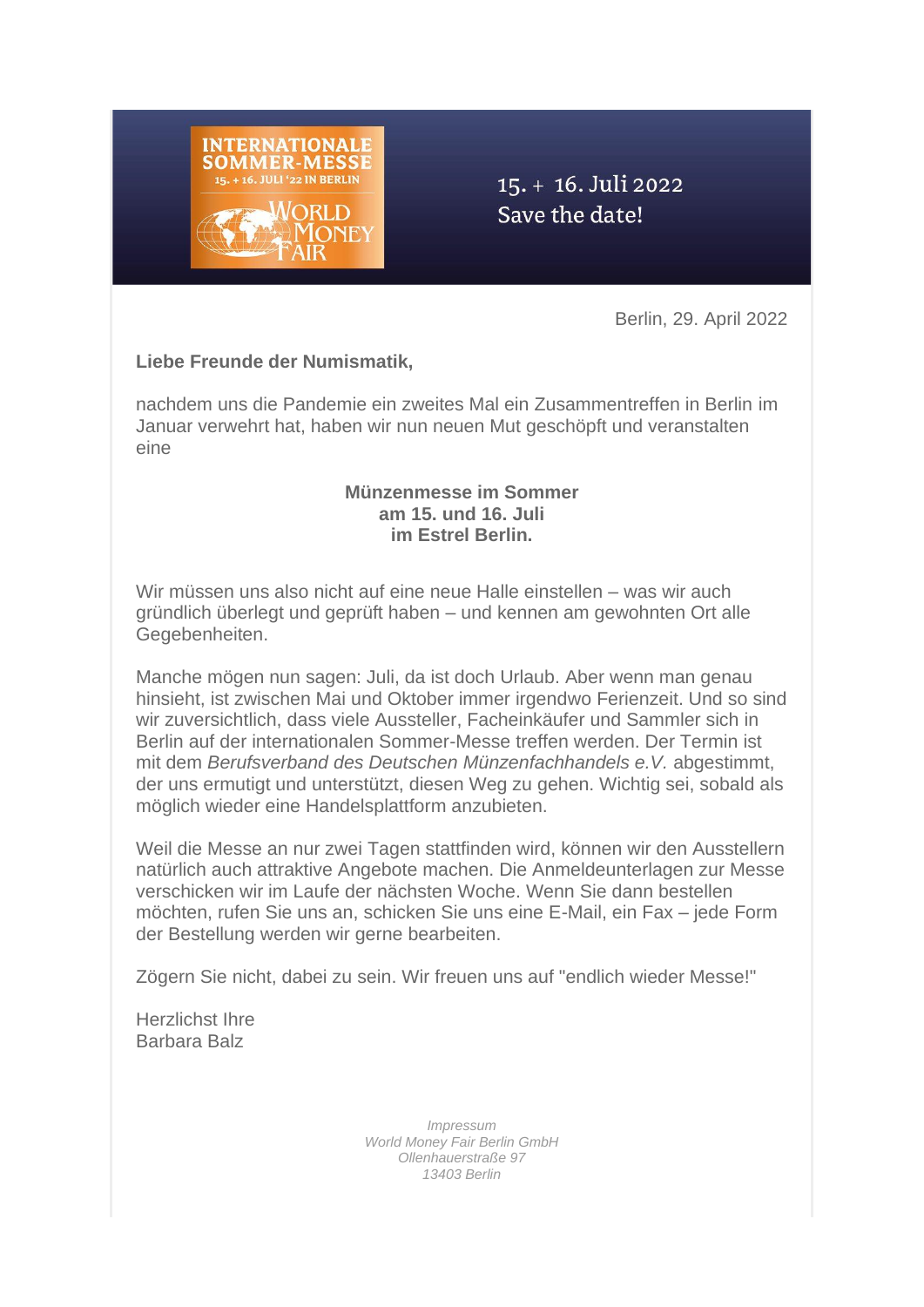INTERNATIONALE SOMMER-MESSE
15. + 16. JULI '22 IN BERLIN
WORLD MONEY FAIR

15. + 16. Juli 2022
Save the date!

Berlin, 29. April 2022

**Liebe Freunde der Numismatik,**

nachdem uns die Pandemie ein zweites Mal ein Zusammentreffen in Berlin im Januar verwehrt hat, haben wir nun neuen Mut geschöpft und veranstalten eine

**Münzenmesse im Sommer**
**am 15. und 16. Juli**
**im Estrel Berlin.**

Wir müssen uns also nicht auf eine neue Halle einstellen – was wir auch gründlich überlegt und geprüft haben – und kennen am gewohnten Ort alle Gegebenheiten.

Manche mögen nun sagen: Juli, da ist doch Urlaub. Aber wenn man genau hinsieht, ist zwischen Mai und Oktober immer irgendwo Ferienzeit. Und so sind wir zuversichtlich, dass viele Aussteller, Facheinkäufer und Sammler sich in Berlin auf der internationalen Sommer-Messe treffen werden. Der Termin ist mit dem *Berufsverband des Deutschen Münzenfachhandels e.V.* abgestimmt, der uns ermutigt und unterstützt, diesen Weg zu gehen. Wichtig sei, sobald als möglich wieder eine Handelsplattform anzubieten.

Weil die Messe an nur zwei Tagen stattfinden wird, können wir den Ausstellern natürlich auch attraktive Angebote machen. Die Anmeldeunterlagen zur Messe verschicken wir im Laufe der nächsten Woche. Wenn Sie dann bestellen möchten, rufen Sie uns an, schicken Sie uns eine E-Mail, ein Fax – jede Form der Bestellung werden wir gerne bearbeiten.

Zögern Sie nicht, dabei zu sein. Wir freuen uns auf "endlich wieder Messe!"

Herzlichst Ihre
Barbara Balz

*Impressum*
*World Money Fair Berlin GmbH*
*Ollenhauerstraße 97*
*13403 Berlin*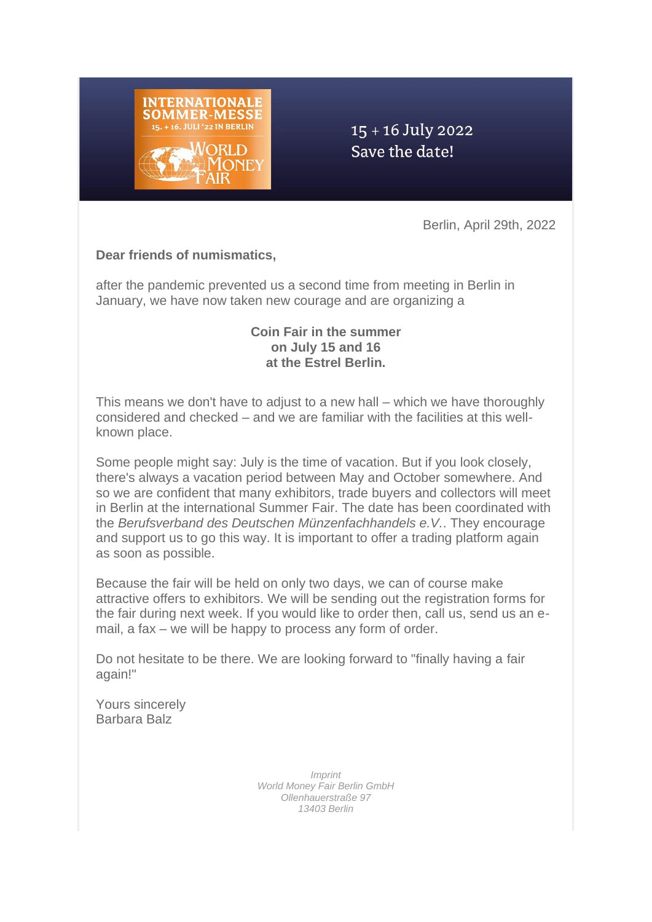INTERNATIONALE SOMMER-MESSE
15. + 16. JULI '22 IN BERLIN
WORLD MONEY FAIR

15 + 16 July 2022
Save the date!

Berlin, April 29th, 2022

**Dear friends of numismatics,**

after the pandemic prevented us a second time from meeting in Berlin in January, we have now taken new courage and are organizing a

**Coin Fair in the summer**
**on July 15 and 16**
**at the Estrel Berlin.**

This means we don't have to adjust to a new hall – which we have thoroughly considered and checked – and we are familiar with the facilities at this well-known place.

Some people might say: July is the time of vacation. But if you look closely, there's always a vacation period between May and October somewhere. And so we are confident that many exhibitors, trade buyers and collectors will meet in Berlin at the international Summer Fair. The date has been coordinated with the *Berufsverband des Deutschen Münzenfachhandels e.V.*. They encourage and support us to go this way. It is important to offer a trading platform again as soon as possible.

Because the fair will be held on only two days, we can of course make attractive offers to exhibitors. We will be sending out the registration forms for the fair during next week. If you would like to order then, call us, send us an e-mail, a fax – we will be happy to process any form of order.

Do not hesitate to be there. We are looking forward to "finally having a fair again!"

Yours sincerely
Barbara Balz

*Imprint*
*World Money Fair Berlin GmbH*
*Ollenhauerstraße 97*
*13403 Berlin*